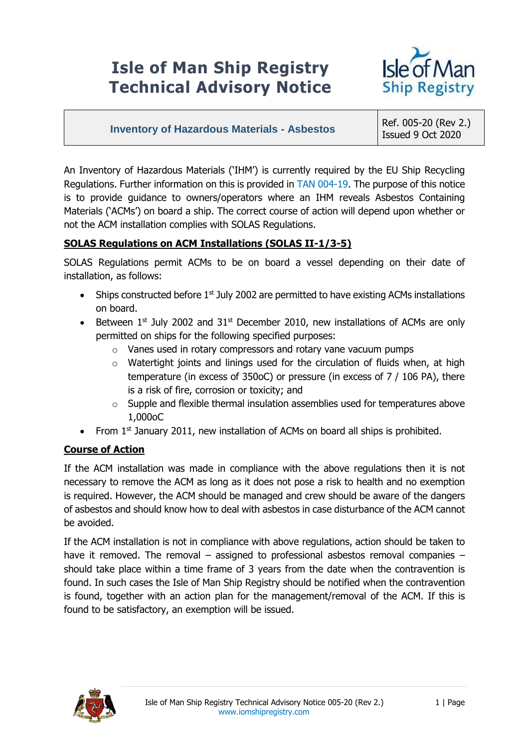# Isle of Man Ship Registry Technical Advisory Notice

| Inventory of Hazardous Materials - Asbestos | Ref. 005-20 (Rev 2.) Issued 9 Oct 2020 |
|---|---|

An Inventory of Hazardous Materials ('IHM') is currently required by the EU Ship Recycling Regulations. Further information on this is provided in TAN 004-19. The purpose of this notice is to provide guidance to owners/operators where an IHM reveals Asbestos Containing Materials ('ACMs') on board a ship. The correct course of action will depend upon whether or not the ACM installation complies with SOLAS Regulations.

**SOLAS Regulations on ACM Installations (SOLAS II-1/3-5)**

SOLAS Regulations permit ACMs to be on board a vessel depending on their date of installation, as follows:

- Ships constructed before 1st July 2002 are permitted to have existing ACMs installations on board.
- Between 1st July 2002 and 31st December 2010, new installations of ACMs are only permitted on ships for the following specified purposes:
  - Vanes used in rotary compressors and rotary vane vacuum pumps
  - Watertight joints and linings used for the circulation of fluids when, at high temperature (in excess of 350oC) or pressure (in excess of 7 / 106 PA), there is a risk of fire, corrosion or toxicity; and
  - Supple and flexible thermal insulation assemblies used for temperatures above 1,000oC
- From 1st January 2011, new installation of ACMs on board all ships is prohibited.

**Course of Action**

If the ACM installation was made in compliance with the above regulations then it is not necessary to remove the ACM as long as it does not pose a risk to health and no exemption is required. However, the ACM should be managed and crew should be aware of the dangers of asbestos and should know how to deal with asbestos in case disturbance of the ACM cannot be avoided.

If the ACM installation is not in compliance with above regulations, action should be taken to have it removed. The removal – assigned to professional asbestos removal companies – should take place within a time frame of 3 years from the date when the contravention is found. In such cases the Isle of Man Ship Registry should be notified when the contravention is found, together with an action plan for the management/removal of the ACM. If this is found to be satisfactory, an exemption will be issued.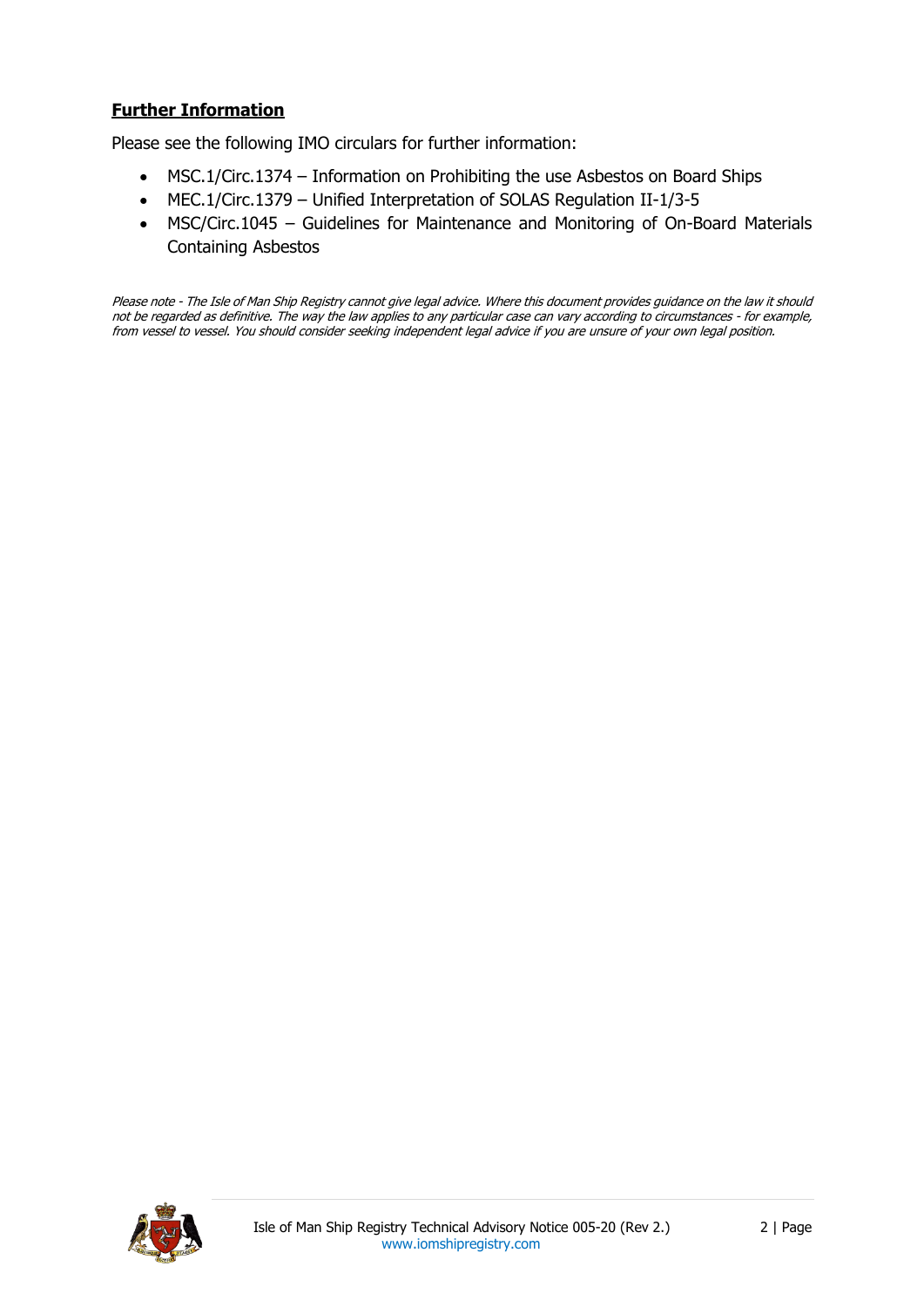## **Further Information**

Please see the following IMO circulars for further information:

- MSC.1/Circ.1374 – Information on Prohibiting the use Asbestos on Board Ships
- MEC.1/Circ.1379 – Unified Interpretation of SOLAS Regulation II-1/3-5
- MSC/Circ.1045 – Guidelines for Maintenance and Monitoring of On-Board Materials Containing Asbestos

*Please note - The Isle of Man Ship Registry cannot give legal advice. Where this document provides guidance on the law it should not be regarded as definitive. The way the law applies to any particular case can vary according to circumstances - for example, from vessel to vessel. You should consider seeking independent legal advice if you are unsure of your own legal position.*